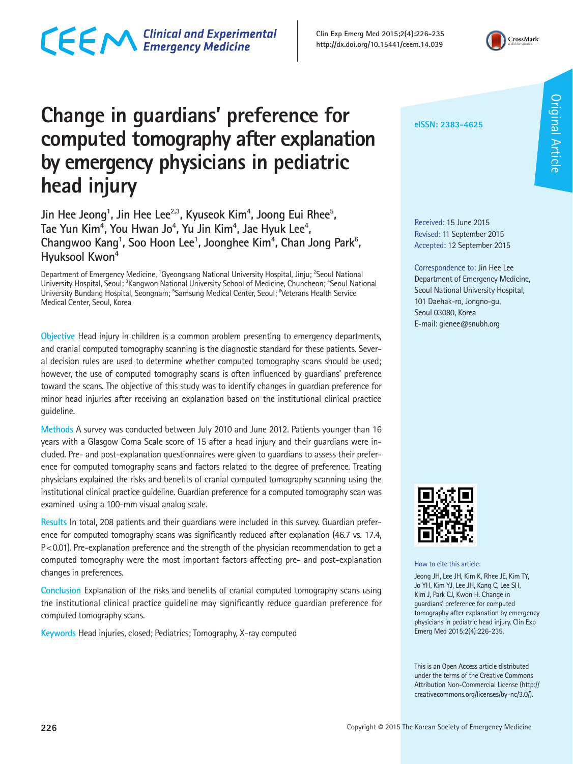# Change in guardians' preference for computed tomography after explanation by emergency physicians in pediatric head injury

Jin Hee Jeong[1], Jin Hee Lee[2,3], Kyuseok Kim[4], Joong Eui Rhee[5], Tae Yun Kim[4], You Hwan Jo[4], Yu Jin Kim[4], Jae Hyuk Lee[4], Changwoo Kang[1], Soo Hoon Lee[1], Joonghee Kim[4], Chan Jong Park[6], Hyuksool Kwon[4]

Department of Emergency Medicine, [1]Gyeongsang National University Hospital, Jinju; [2]Seoul National University Hospital, Seoul; [3]Kangwon National University School of Medicine, Chuncheon; [4]Seoul National University Bundang Hospital, Seongnam; [5]Samsung Medical Center, Seoul; [6]Veterans Health Service Medical Center, Seoul, Korea

eISSN: 2383-4625

Original Article

Received: 15 June 2015
Revised: 11 September 2015
Accepted: 12 September 2015

Correspondence to: Jin Hee Lee
Department of Emergency Medicine, Seoul National University Hospital, 101 Daehak-ro, Jongno-gu, Seoul 03080, Korea
E-mail: gienee@snubh.org

**Objective** Head injury in children is a common problem presenting to emergency departments, and cranial computed tomography scanning is the diagnostic standard for these patients. Several decision rules are used to determine whether computed tomography scans should be used; however, the use of computed tomography scans is often influenced by guardians' preference toward the scans. The objective of this study was to identify changes in guardian preference for minor head injuries after receiving an explanation based on the institutional clinical practice guideline.

**Methods** A survey was conducted between July 2010 and June 2012. Patients younger than 16 years with a Glasgow Coma Scale score of 15 after a head injury and their guardians were included. Pre- and post-explanation questionnaires were given to guardians to assess their preference for computed tomography scans and factors related to the degree of preference. Treating physicians explained the risks and benefits of cranial computed tomography scanning using the institutional clinical practice guideline. Guardian preference for a computed tomography scan was examined using a 100-mm visual analog scale.

**Results** In total, 208 patients and their guardians were included in this survey. Guardian preference for computed tomography scans was significantly reduced after explanation (46.7 vs. 17.4, $P<0.01$). Pre-explanation preference and the strength of the physician recommendation to get a computed tomography were the most important factors affecting pre- and post-explanation changes in preferences.

**Conclusion** Explanation of the risks and benefits of cranial computed tomography scans using the institutional clinical practice guideline may significantly reduce guardian preference for computed tomography scans.

**Keywords** Head injuries, closed; Pediatrics; Tomography, X-ray computed

How to cite this article:
Jeong JH, Lee JH, Kim K, Rhee JE, Kim TY, Jo YH, Kim YJ, Lee JH, Kang C, Lee SH, Kim J, Park CJ, Kwon H. Change in guardians' preference for computed tomography after explanation by emergency physicians in pediatric head injury. Clin Exp Emerg Med 2015;2(4):226-235.

This is an Open Access article distributed under the terms of the Creative Commons Attribution Non-Commercial License (http://creativecommons.org/licenses/by-nc/3.0/).

Copyright © 2015 The Korean Society of Emergency Medicine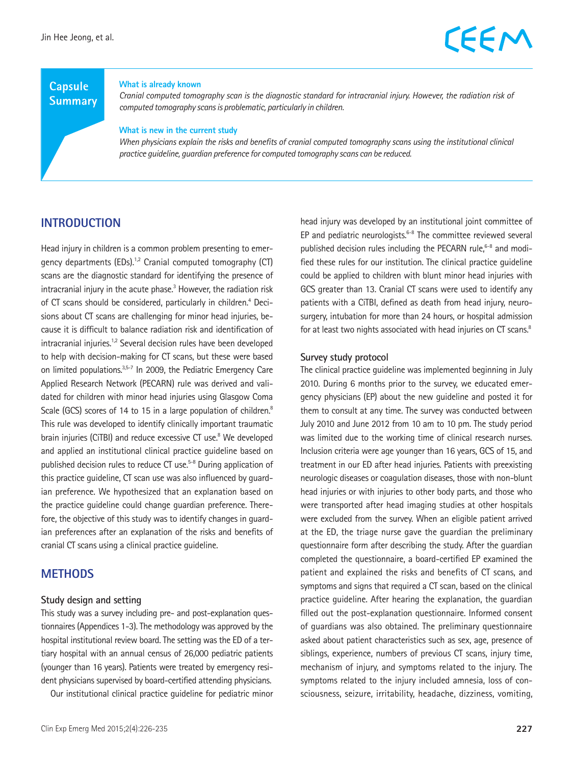## Capsule Summary

**What is already known**

*Cranial computed tomography scan is the diagnostic standard for intracranial injury. However, the radiation risk of computed tomography scans is problematic, particularly in children.*

**What is new in the current study**

*When physicians explain the risks and benefits of cranial computed tomography scans using the institutional clinical practice guideline, guardian preference for computed tomography scans can be reduced.*

## INTRODUCTION

Head injury in children is a common problem presenting to emergency departments (EDs).[1,2] Cranial computed tomography (CT) scans are the diagnostic standard for identifying the presence of intracranial injury in the acute phase.[3] However, the radiation risk of CT scans should be considered, particularly in children.[4] Decisions about CT scans are challenging for minor head injuries, because it is difficult to balance radiation risk and identification of intracranial injuries.[1,2] Several decision rules have been developed to help with decision-making for CT scans, but these were based on limited populations.[3,5-7] In 2009, the Pediatric Emergency Care Applied Research Network (PECARN) rule was derived and validated for children with minor head injuries using Glasgow Coma Scale (GCS) scores of 14 to 15 in a large population of children.[8] This rule was developed to identify clinically important traumatic brain injuries (CiTBI) and reduce excessive CT use.[8] We developed and applied an institutional clinical practice guideline based on published decision rules to reduce CT use.[5-8] During application of this practice guideline, CT scan use was also influenced by guardian preference. We hypothesized that an explanation based on the practice guideline could change guardian preference. Therefore, the objective of this study was to identify changes in guardian preferences after an explanation of the risks and benefits of cranial CT scans using a clinical practice guideline.

## METHODS

### Study design and setting

This study was a survey including pre- and post-explanation questionnaires (Appendices 1-3). The methodology was approved by the hospital institutional review board. The setting was the ED of a tertiary hospital with an annual census of 26,000 pediatric patients (younger than 16 years). Patients were treated by emergency resident physicians supervised by board-certified attending physicians.

Our institutional clinical practice guideline for pediatric minor head injury was developed by an institutional joint committee of EP and pediatric neurologists.[6-8] The committee reviewed several published decision rules including the PECARN rule,[6-8] and modified these rules for our institution. The clinical practice guideline could be applied to children with blunt minor head injuries with GCS greater than 13. Cranial CT scans were used to identify any patients with a CiTBI, defined as death from head injury, neurosurgery, intubation for more than 24 hours, or hospital admission for at least two nights associated with head injuries on CT scans.[8]

### Survey study protocol

The clinical practice guideline was implemented beginning in July 2010. During 6 months prior to the survey, we educated emergency physicians (EP) about the new guideline and posted it for them to consult at any time. The survey was conducted between July 2010 and June 2012 from 10 am to 10 pm. The study period was limited due to the working time of clinical research nurses. Inclusion criteria were age younger than 16 years, GCS of 15, and treatment in our ED after head injuries. Patients with preexisting neurologic diseases or coagulation diseases, those with non-blunt head injuries or with injuries to other body parts, and those who were transported after head imaging studies at other hospitals were excluded from the survey. When an eligible patient arrived at the ED, the triage nurse gave the guardian the preliminary questionnaire form after describing the study. After the guardian completed the questionnaire, a board-certified EP examined the patient and explained the risks and benefits of CT scans, and symptoms and signs that required a CT scan, based on the clinical practice guideline. After hearing the explanation, the guardian filled out the post-explanation questionnaire. Informed consent of guardians was also obtained. The preliminary questionnaire asked about patient characteristics such as sex, age, presence of siblings, experience, numbers of previous CT scans, injury time, mechanism of injury, and symptoms related to the injury. The symptoms related to the injury included amnesia, loss of consciousness, seizure, irritability, headache, dizziness, vomiting,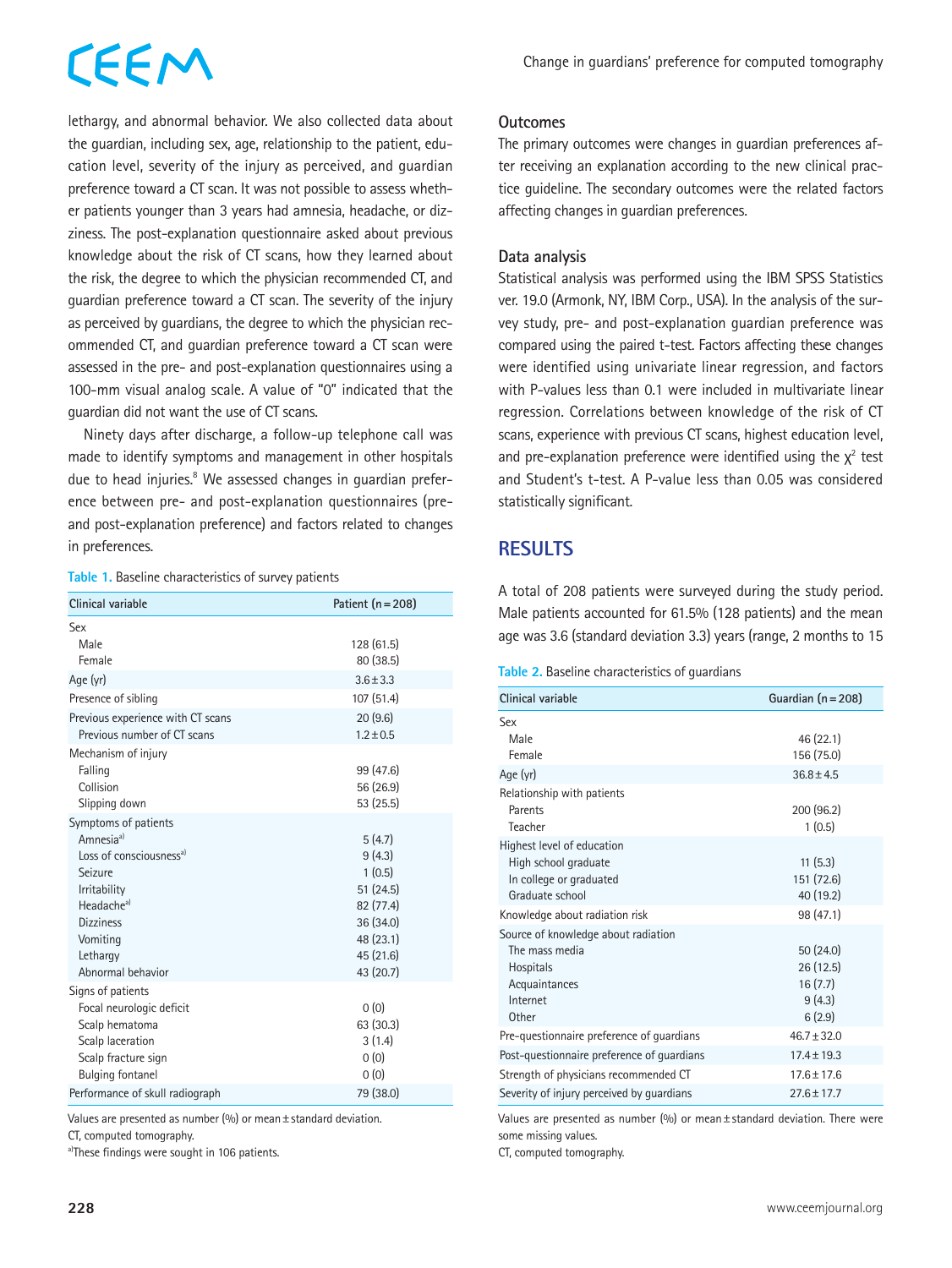lethargy, and abnormal behavior. We also collected data about the guardian, including sex, age, relationship to the patient, education level, severity of the injury as perceived, and guardian preference toward a CT scan. It was not possible to assess whether patients younger than 3 years had amnesia, headache, or dizziness. The post-explanation questionnaire asked about previous knowledge about the risk of CT scans, how they learned about the risk, the degree to which the physician recommended CT, and guardian preference toward a CT scan. The severity of the injury as perceived by guardians, the degree to which the physician recommended CT, and guardian preference toward a CT scan were assessed in the pre- and post-explanation questionnaires using a 100-mm visual analog scale. A value of "0" indicated that the guardian did not want the use of CT scans.

Ninety days after discharge, a follow-up telephone call was made to identify symptoms and management in other hospitals due to head injuries.[8] We assessed changes in guardian preference between pre- and post-explanation questionnaires (pre- and post-explanation preference) and factors related to changes in preferences.

**Table 1.** Baseline characteristics of survey patients

| Clinical variable | Patient (n=208) |
|---|---|
| Sex | |
| Male | 128 (61.5) |
| Female | 80 (38.5) |
| Age (yr) | 3.6±3.3 |
| Presence of sibling | 107 (51.4) |
| Previous experience with CT scans | 20 (9.6) |
| Previous number of CT scans | 1.2±0.5 |
| Mechanism of injury | |
| Falling | 99 (47.6) |
| Collision | 56 (26.9) |
| Slipping down | 53 (25.5) |
| Symptoms of patients | |
| Amnesia[a] | 5 (4.7) |
| Loss of consciousness[a] | 9 (4.3) |
| Seizure | 1 (0.5) |
| Irritability | 51 (24.5) |
| Headache[a] | 82 (77.4) |
| Dizziness | 36 (34.0) |
| Vomiting | 48 (23.1) |
| Lethargy | 45 (21.6) |
| Abnormal behavior | 43 (20.7) |
| Signs of patients | |
| Focal neurologic deficit | 0 (0) |
| Scalp hematoma | 63 (30.3) |
| Scalp laceration | 3 (1.4) |
| Scalp fracture sign | 0 (0) |
| Bulging fontanel | 0 (0) |
| Performance of skull radiograph | 79 (38.0) |

Values are presented as number (%) or mean±standard deviation.
CT, computed tomography.
[a]These findings were sought in 106 patients.

### Outcomes

The primary outcomes were changes in guardian preferences after receiving an explanation according to the new clinical practice guideline. The secondary outcomes were the related factors affecting changes in guardian preferences.

### Data analysis

Statistical analysis was performed using the IBM SPSS Statistics ver. 19.0 (Armonk, NY, IBM Corp., USA). In the analysis of the survey study, pre- and post-explanation guardian preference was compared using the paired t-test. Factors affecting these changes were identified using univariate linear regression, and factors with P-values less than 0.1 were included in multivariate linear regression. Correlations between knowledge of the risk of CT scans, experience with previous CT scans, highest education level, and pre-explanation preference were identified using the $\chi^2$ test and Student's t-test. A P-value less than 0.05 was considered statistically significant.

## RESULTS

A total of 208 patients were surveyed during the study period. Male patients accounted for 61.5% (128 patients) and the mean age was 3.6 (standard deviation 3.3) years (range, 2 months to 15

**Table 2.** Baseline characteristics of guardians

| Clinical variable | Guardian (n=208) |
|---|---|
| Sex | |
| Male | 46 (22.1) |
| Female | 156 (75.0) |
| Age (yr) | 36.8±4.5 |
| Relationship with patients | |
| Parents | 200 (96.2) |
| Teacher | 1 (0.5) |
| Highest level of education | |
| High school graduate | 11 (5.3) |
| In college or graduated | 151 (72.6) |
| Graduate school | 40 (19.2) |
| Knowledge about radiation risk | 98 (47.1) |
| Source of knowledge about radiation | |
| The mass media | 50 (24.0) |
| Hospitals | 26 (12.5) |
| Acquaintances | 16 (7.7) |
| Internet | 9 (4.3) |
| Other | 6 (2.9) |
| Pre-questionnaire preference of guardians | 46.7±32.0 |
| Post-questionnaire preference of guardians | 17.4±19.3 |
| Strength of physicians recommended CT | 17.6±17.6 |
| Severity of injury perceived by guardians | 27.6±17.7 |

Values are presented as number (%) or mean±standard deviation. There were some missing values.
CT, computed tomography.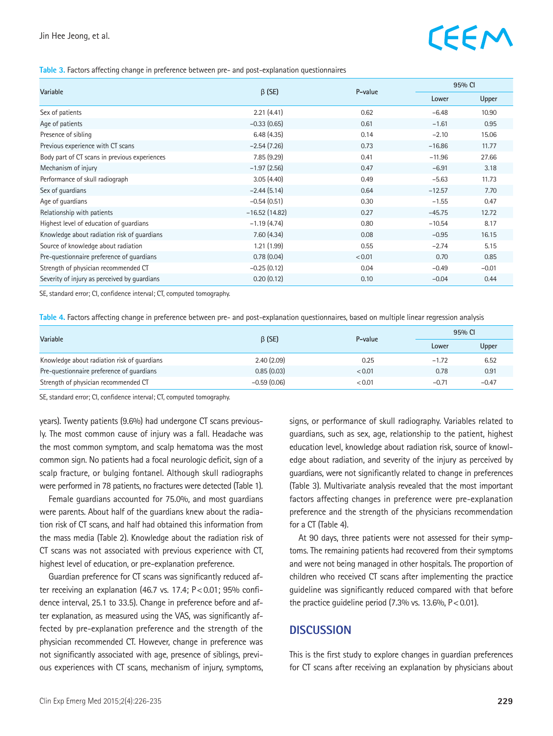**Table 3.** Factors affecting change in preference between pre- and post-explanation questionnaires

| Variable | β (SE) | P-value | 95% CI | |
|---|---|---|---|---|
| | | | Lower | Upper |
| Sex of patients | 2.21 (4.41) | 0.62 | −6.48 | 10.90 |
| Age of patients | −0.33 (0.65) | 0.61 | −1.61 | 0.95 |
| Presence of sibling | 6.48 (4.35) | 0.14 | −2.10 | 15.06 |
| Previous experience with CT scans | −2.54 (7.26) | 0.73 | −16.86 | 11.77 |
| Body part of CT scans in previous experiences | 7.85 (9.29) | 0.41 | −11.96 | 27.66 |
| Mechanism of injury | −1.97 (2.56) | 0.47 | −6.91 | 3.18 |
| Performance of skull radiograph | 3.05 (4.40) | 0.49 | −5.63 | 11.73 |
| Sex of guardians | −2.44 (5.14) | 0.64 | −12.57 | 7.70 |
| Age of guardians | −0.54 (0.51) | 0.30 | −1.55 | 0.47 |
| Relationship with patients | −16.52 (14.82) | 0.27 | −45.75 | 12.72 |
| Highest level of education of guardians | −1.19 (4.74) | 0.80 | −10.54 | 8.17 |
| Knowledge about radiation risk of guardians | 7.60 (4.34) | 0.08 | −0.95 | 16.15 |
| Source of knowledge about radiation | 1.21 (1.99) | 0.55 | −2.74 | 5.15 |
| Pre-questionnaire preference of guardians | 0.78 (0.04) | < 0.01 | 0.70 | 0.85 |
| Strength of physician recommended CT | −0.25 (0.12) | 0.04 | −0.49 | −0.01 |
| Severity of injury as perceived by guardians | 0.20 (0.12) | 0.10 | −0.04 | 0.44 |

SE, standard error; CI, confidence interval; CT, computed tomography.

**Table 4.** Factors affecting change in preference between pre- and post-explanation questionnaires, based on multiple linear regression analysis

| Variable | β (SE) | P-value | 95% CI | |
|---|---|---|---|---|
| | | | Lower | Upper |
| Knowledge about radiation risk of guardians | 2.40 (2.09) | 0.25 | −1.72 | 6.52 |
| Pre-questionnaire preference of guardians | 0.85 (0.03) | < 0.01 | 0.78 | 0.91 |
| Strength of physician recommended CT | −0.59 (0.06) | < 0.01 | −0.71 | −0.47 |

SE, standard error; CI, confidence interval; CT, computed tomography.

years). Twenty patients (9.6%) had undergone CT scans previously. The most common cause of injury was a fall. Headache was the most common symptom, and scalp hematoma was the most common sign. No patients had a focal neurologic deficit, sign of a scalp fracture, or bulging fontanel. Although skull radiographs were performed in 78 patients, no fractures were detected (Table 1).

Female guardians accounted for 75.0%, and most guardians were parents. About half of the guardians knew about the radiation risk of CT scans, and half had obtained this information from the mass media (Table 2). Knowledge about the radiation risk of CT scans was not associated with previous experience with CT, highest level of education, or pre-explanation preference.

Guardian preference for CT scans was significantly reduced after receiving an explanation (46.7 vs. 17.4; P < 0.01; 95% confidence interval, 25.1 to 33.5). Change in preference before and after explanation, as measured using the VAS, was significantly affected by pre-explanation preference and the strength of the physician recommended CT. However, change in preference was not significantly associated with age, presence of siblings, previous experiences with CT scans, mechanism of injury, symptoms, signs, or performance of skull radiography. Variables related to guardians, such as sex, age, relationship to the patient, highest education level, knowledge about radiation risk, source of knowledge about radiation, and severity of the injury as perceived by guardians, were not significantly related to change in preferences (Table 3). Multivariate analysis revealed that the most important factors affecting changes in preference were pre-explanation preference and the strength of the physicians recommendation for a CT (Table 4).

At 90 days, three patients were not assessed for their symptoms. The remaining patients had recovered from their symptoms and were not being managed in other hospitals. The proportion of children who received CT scans after implementing the practice guideline was significantly reduced compared with that before the practice guideline period (7.3% vs. 13.6%, P < 0.01).

## DISCUSSION

This is the first study to explore changes in guardian preferences for CT scans after receiving an explanation by physicians about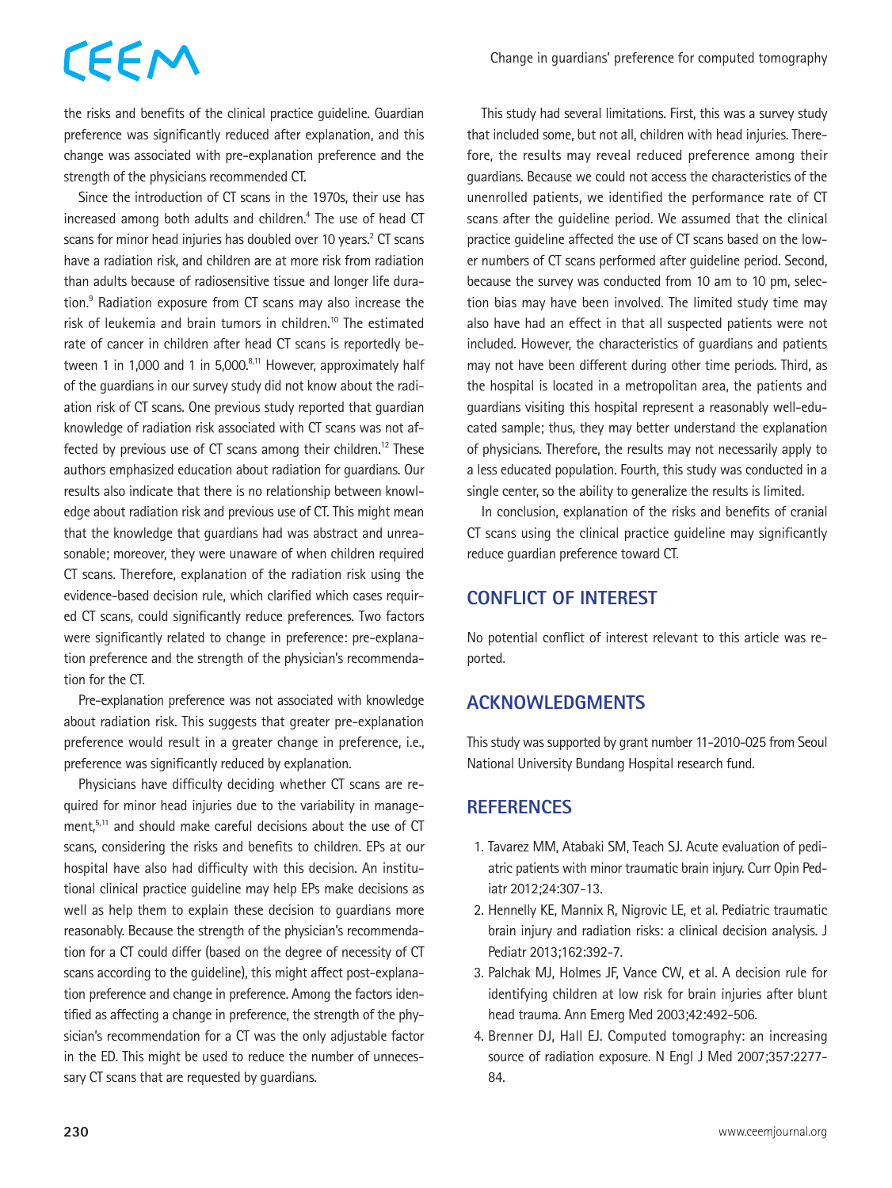the risks and benefits of the clinical practice guideline. Guardian preference was significantly reduced after explanation, and this change was associated with pre-explanation preference and the strength of the physicians recommended CT.

Since the introduction of CT scans in the 1970s, their use has increased among both adults and children.[4] The use of head CT scans for minor head injuries has doubled over 10 years.[2] CT scans have a radiation risk, and children are at more risk from radiation than adults because of radiosensitive tissue and longer life duration.[9] Radiation exposure from CT scans may also increase the risk of leukemia and brain tumors in children.[10] The estimated rate of cancer in children after head CT scans is reportedly between 1 in 1,000 and 1 in 5,000.[8,11] However, approximately half of the guardians in our survey study did not know about the radiation risk of CT scans. One previous study reported that guardian knowledge of radiation risk associated with CT scans was not affected by previous use of CT scans among their children.[12] These authors emphasized education about radiation for guardians. Our results also indicate that there is no relationship between knowledge about radiation risk and previous use of CT. This might mean that the knowledge that guardians had was abstract and unreasonable; moreover, they were unaware of when children required CT scans. Therefore, explanation of the radiation risk using the evidence-based decision rule, which clarified which cases required CT scans, could significantly reduce preferences. Two factors were significantly related to change in preference: pre-explanation preference and the strength of the physician's recommendation for the CT.

Pre-explanation preference was not associated with knowledge about radiation risk. This suggests that greater pre-explanation preference would result in a greater change in preference, i.e., preference was significantly reduced by explanation.

Physicians have difficulty deciding whether CT scans are required for minor head injuries due to the variability in management,[5,11] and should make careful decisions about the use of CT scans, considering the risks and benefits to children. EPs at our hospital have also had difficulty with this decision. An institutional clinical practice guideline may help EPs make decisions as well as help them to explain these decision to guardians more reasonably. Because the strength of the physician's recommendation for a CT could differ (based on the degree of necessity of CT scans according to the guideline), this might affect post-explanation preference and change in preference. Among the factors identified as affecting a change in preference, the strength of the physician's recommendation for a CT was the only adjustable factor in the ED. This might be used to reduce the number of unnecessary CT scans that are requested by guardians.

This study had several limitations. First, this was a survey study that included some, but not all, children with head injuries. Therefore, the results may reveal reduced preference among their guardians. Because we could not access the characteristics of the unenrolled patients, we identified the performance rate of CT scans after the guideline period. We assumed that the clinical practice guideline affected the use of CT scans based on the lower numbers of CT scans performed after guideline period. Second, because the survey was conducted from 10 am to 10 pm, selection bias may have been involved. The limited study time may also have had an effect in that all suspected patients were not included. However, the characteristics of guardians and patients may not have been different during other time periods. Third, as the hospital is located in a metropolitan area, the patients and guardians visiting this hospital represent a reasonably well-educated sample; thus, they may better understand the explanation of physicians. Therefore, the results may not necessarily apply to a less educated population. Fourth, this study was conducted in a single center, so the ability to generalize the results is limited.

In conclusion, explanation of the risks and benefits of cranial CT scans using the clinical practice guideline may significantly reduce guardian preference toward CT.

## CONFLICT OF INTEREST

No potential conflict of interest relevant to this article was reported.

## ACKNOWLEDGMENTS

This study was supported by grant number 11-2010-025 from Seoul National University Bundang Hospital research fund.

## REFERENCES

1. Tavarez MM, Atabaki SM, Teach SJ. Acute evaluation of pediatric patients with minor traumatic brain injury. Curr Opin Pediatr 2012;24:307-13.
2. Hennelly KE, Mannix R, Nigrovic LE, et al. Pediatric traumatic brain injury and radiation risks: a clinical decision analysis. J Pediatr 2013;162:392-7.
3. Palchak MJ, Holmes JF, Vance CW, et al. A decision rule for identifying children at low risk for brain injuries after blunt head trauma. Ann Emerg Med 2003;42:492-506.
4. Brenner DJ, Hall EJ. Computed tomography: an increasing source of radiation exposure. N Engl J Med 2007;357:2277-84.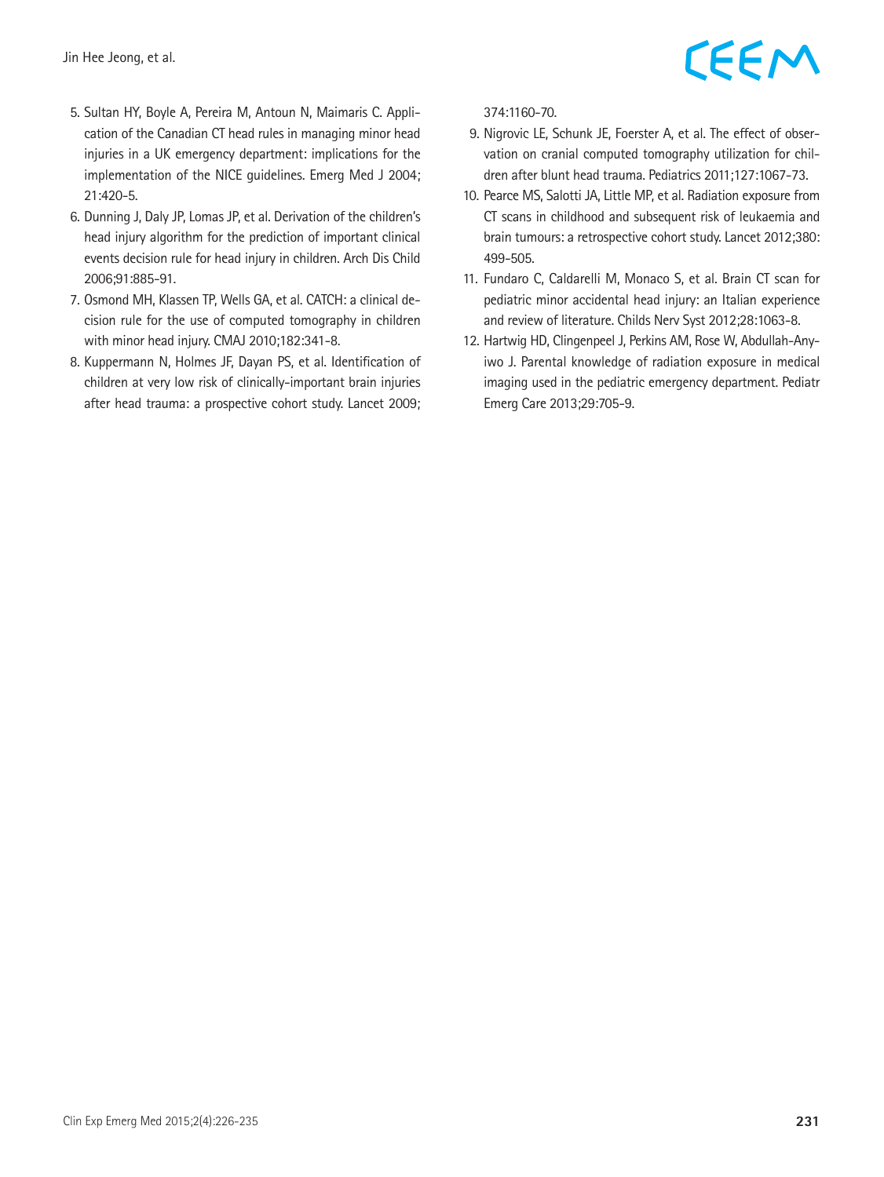5. Sultan HY, Boyle A, Pereira M, Antoun N, Maimaris C. Application of the Canadian CT head rules in managing minor head injuries in a UK emergency department: implications for the implementation of the NICE guidelines. Emerg Med J 2004; 21:420-5.
6. Dunning J, Daly JP, Lomas JP, et al. Derivation of the children's head injury algorithm for the prediction of important clinical events decision rule for head injury in children. Arch Dis Child 2006;91:885-91.
7. Osmond MH, Klassen TP, Wells GA, et al. CATCH: a clinical decision rule for the use of computed tomography in children with minor head injury. CMAJ 2010;182:341-8.
8. Kuppermann N, Holmes JF, Dayan PS, et al. Identification of children at very low risk of clinically-important brain injuries after head trauma: a prospective cohort study. Lancet 2009; 374:1160-70.
9. Nigrovic LE, Schunk JE, Foerster A, et al. The effect of observation on cranial computed tomography utilization for children after blunt head trauma. Pediatrics 2011;127:1067-73.
10. Pearce MS, Salotti JA, Little MP, et al. Radiation exposure from CT scans in childhood and subsequent risk of leukaemia and brain tumours: a retrospective cohort study. Lancet 2012;380: 499-505.
11. Fundaro C, Caldarelli M, Monaco S, et al. Brain CT scan for pediatric minor accidental head injury: an Italian experience and review of literature. Childs Nerv Syst 2012;28:1063-8.
12. Hartwig HD, Clingenpeel J, Perkins AM, Rose W, Abdullah-Anyiwo J. Parental knowledge of radiation exposure in medical imaging used in the pediatric emergency department. Pediatr Emerg Care 2013;29:705-9.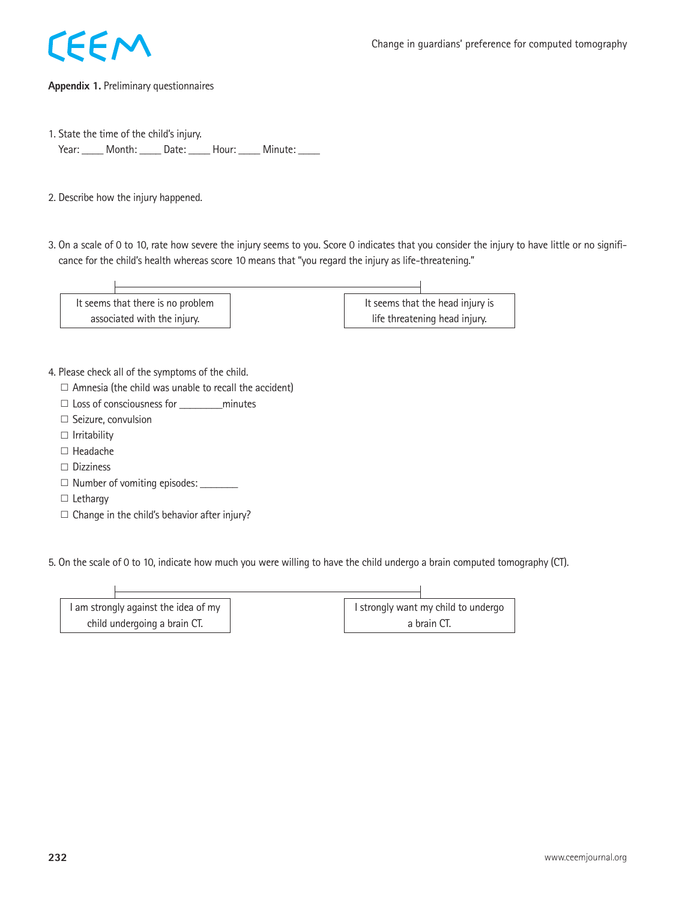**Appendix 1.** Preliminary questionnaires

1. State the time of the child's injury.
   Year: ____ Month: ____ Date: ____ Hour: ____ Minute: ____

2. Describe how the injury happened.

3. On a scale of 0 to 10, rate how severe the injury seems to you. Score 0 indicates that you consider the injury to have little or no significance for the child's health whereas score 10 means that "you regard the injury as life-threatening."

| It seems that there is no problem associated with the injury. | It seems that the head injury is life threatening head injury. |
|---|---|

4. Please check all of the symptoms of the child.
   - ☐ Amnesia (the child was unable to recall the accident)
   - ☐ Loss of consciousness for ________minutes
   - ☐ Seizure, convulsion
   - ☐ Irritability
   - ☐ Headache
   - ☐ Dizziness
   - ☐ Number of vomiting episodes: _______
   - ☐ Lethargy
   - ☐ Change in the child's behavior after injury?

5. On the scale of 0 to 10, indicate how much you were willing to have the child undergo a brain computed tomography (CT).

| I am strongly against the idea of my child undergoing a brain CT. | I strongly want my child to undergo a brain CT. |
|---|---|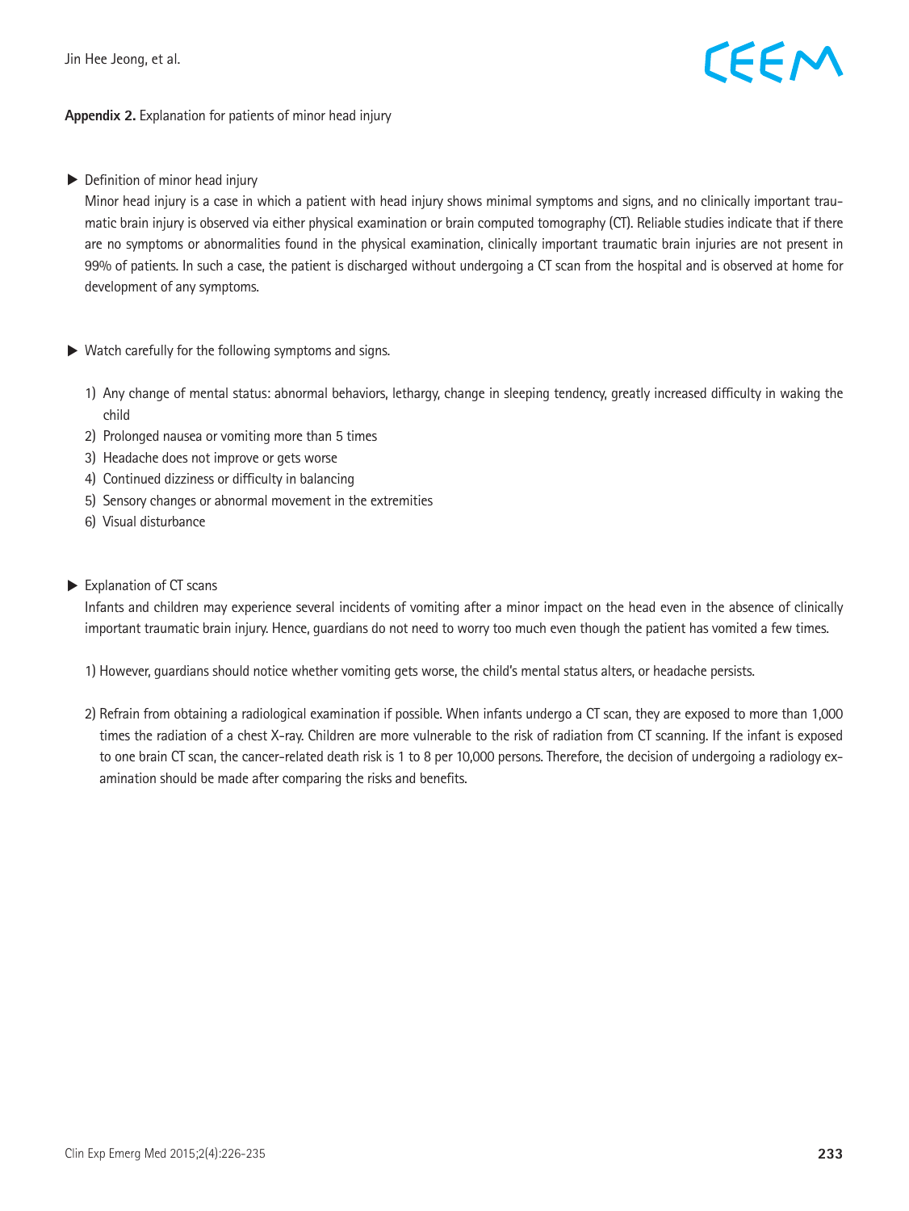**Appendix 2.** Explanation for patients of minor head injury

▶ Definition of minor head injury

Minor head injury is a case in which a patient with head injury shows minimal symptoms and signs, and no clinically important traumatic brain injury is observed via either physical examination or brain computed tomography (CT). Reliable studies indicate that if there are no symptoms or abnormalities found in the physical examination, clinically important traumatic brain injuries are not present in 99% of patients. In such a case, the patient is discharged without undergoing a CT scan from the hospital and is observed at home for development of any symptoms.

▶ Watch carefully for the following symptoms and signs.

1) Any change of mental status: abnormal behaviors, lethargy, change in sleeping tendency, greatly increased difficulty in waking the child
2) Prolonged nausea or vomiting more than 5 times
3) Headache does not improve or gets worse
4) Continued dizziness or difficulty in balancing
5) Sensory changes or abnormal movement in the extremities
6) Visual disturbance

▶ Explanation of CT scans

Infants and children may experience several incidents of vomiting after a minor impact on the head even in the absence of clinically important traumatic brain injury. Hence, guardians do not need to worry too much even though the patient has vomited a few times.

1) However, guardians should notice whether vomiting gets worse, the child's mental status alters, or headache persists.

2) Refrain from obtaining a radiological examination if possible. When infants undergo a CT scan, they are exposed to more than 1,000 times the radiation of a chest X-ray. Children are more vulnerable to the risk of radiation from CT scanning. If the infant is exposed to one brain CT scan, the cancer-related death risk is 1 to 8 per 10,000 persons. Therefore, the decision of undergoing a radiology examination should be made after comparing the risks and benefits.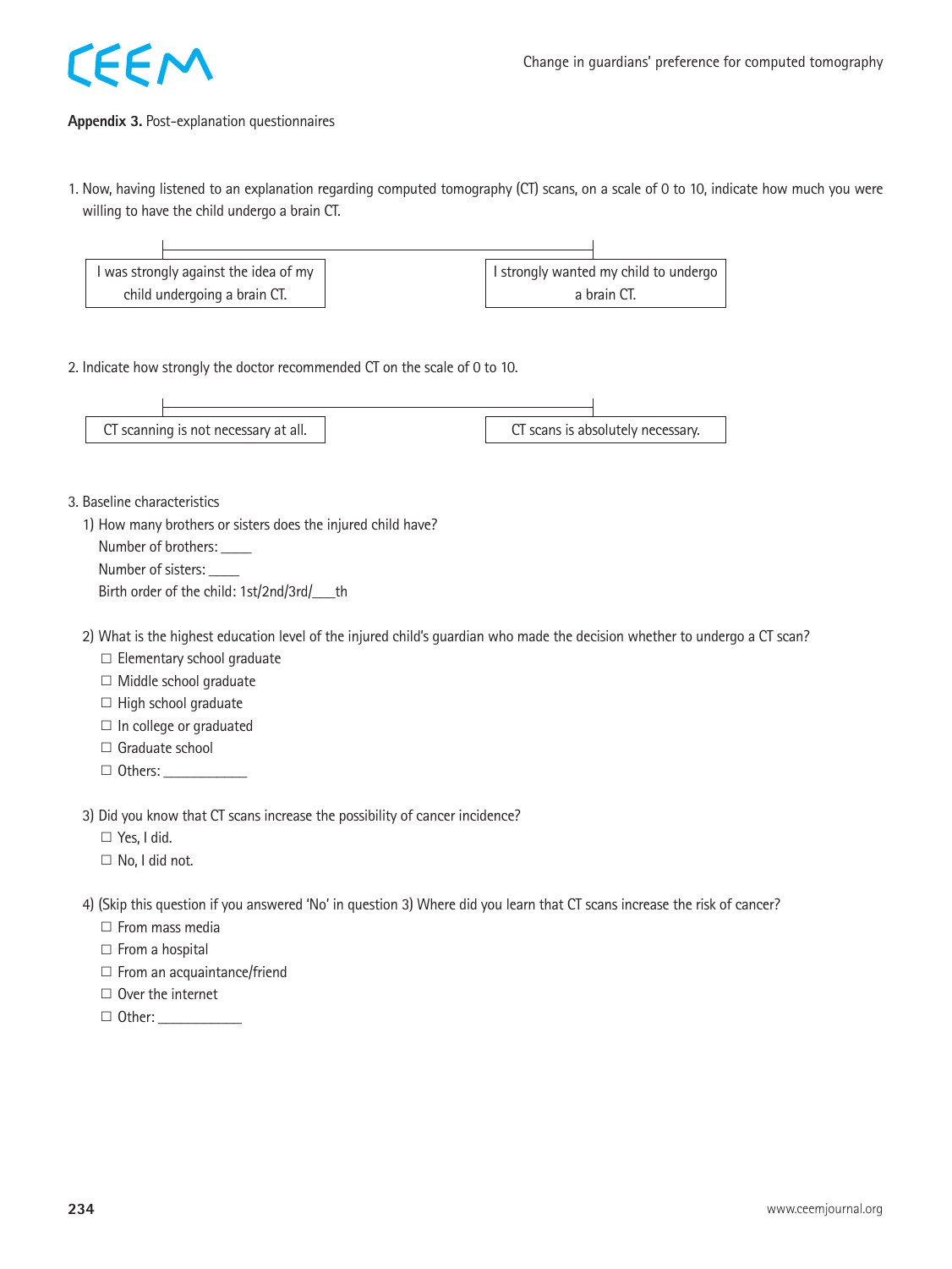**Appendix 3.** Post-explanation questionnaires

1. Now, having listened to an explanation regarding computed tomography (CT) scans, on a scale of 0 to 10, indicate how much you were willing to have the child undergo a brain CT.

| I was strongly against the idea of my child undergoing a brain CT. | I strongly wanted my child to undergo a brain CT. |
|---|---|

2. Indicate how strongly the doctor recommended CT on the scale of 0 to 10.

| CT scanning is not necessary at all. | CT scans is absolutely necessary. |
|---|---|

3. Baseline characteristics

   1) How many brothers or sisters does the injured child have?
      Number of brothers: _____
      Number of sisters: _____
      Birth order of the child: 1st/2nd/3rd/___th

   2) What is the highest education level of the injured child's guardian who made the decision whether to undergo a CT scan?
      ☐ Elementary school graduate
      ☐ Middle school graduate
      ☐ High school graduate
      ☐ In college or graduated
      ☐ Graduate school
      ☐ Others: ___________

   3) Did you know that CT scans increase the possibility of cancer incidence?
      ☐ Yes, I did.
      ☐ No, I did not.

   4) (Skip this question if you answered 'No' in question 3) Where did you learn that CT scans increase the risk of cancer?
      ☐ From mass media
      ☐ From a hospital
      ☐ From an acquaintance/friend
      ☐ Over the internet
      ☐ Other: ___________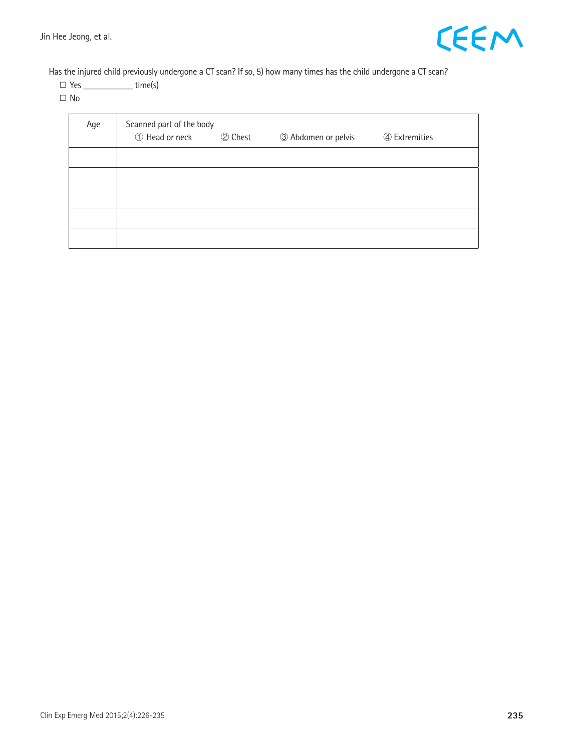Has the injured child previously undergone a CT scan? If so, 5) how many times has the child undergone a CT scan?

☐ Yes ___________ time(s)

☐ No

| Age | Scanned part of the body<br>① Head or neck ② Chest ③ Abdomen or pelvis ④ Extremities |
|---|---|
| | |
| | |
| | |
| | |
| | |